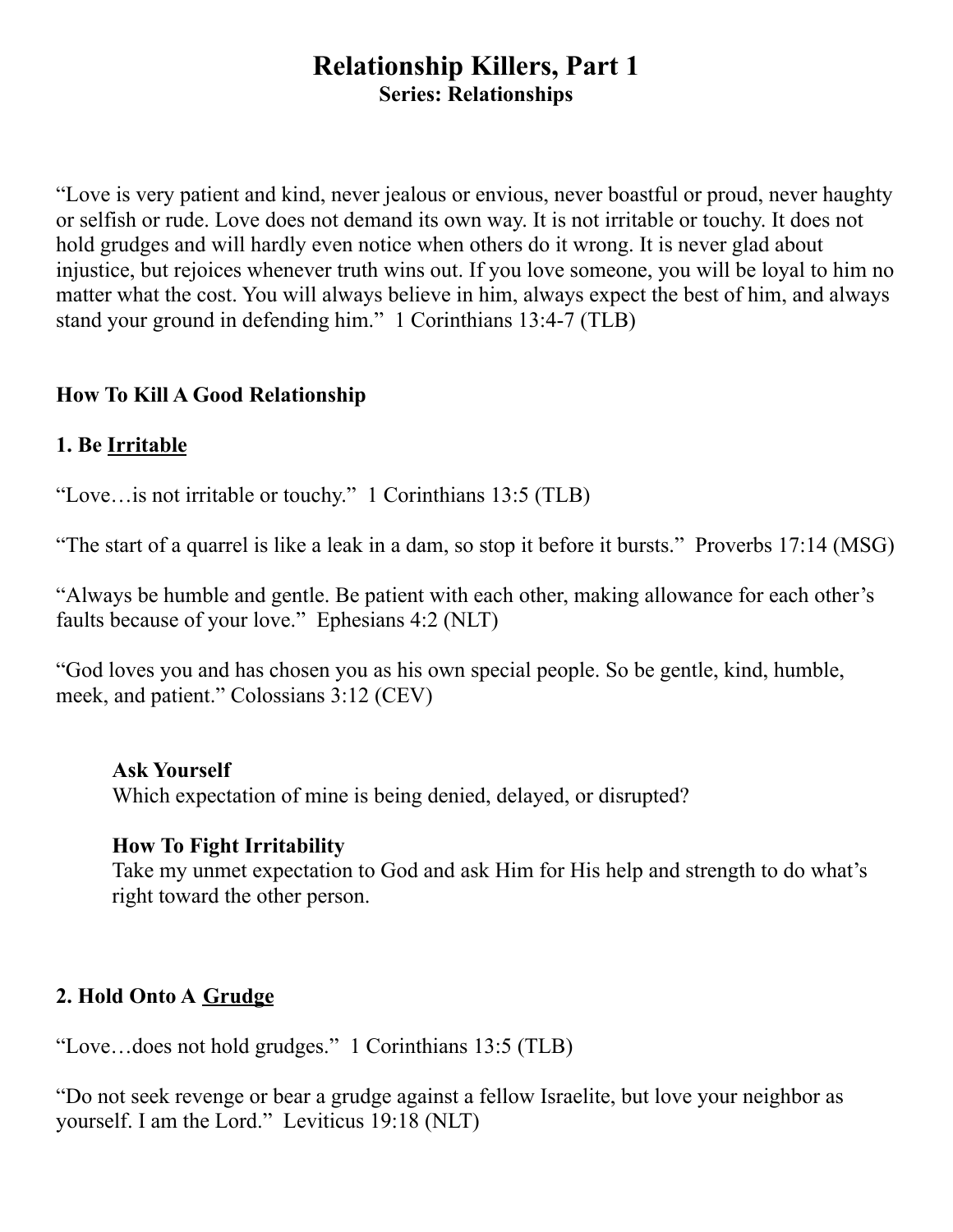# Relationship Killers, Part 1

**Series: Relationships**

"Love is very patient and kind, never jealous or envious, never boastful or proud, never haughty or selfish or rude. Love does not demand its own way. It is not irritable or touchy. It does not hold grudges and will hardly even notice when others do it wrong. It is never glad about injustice, but rejoices whenever truth wins out. If you love someone, you will be loyal to him no matter what the cost. You will always believe in him, always expect the best of him, and always stand your ground in defending him." 1 Corinthians 13:4-7 (TLB)

## How To Kill A Good Relationship

### 1. Be <u>Irritable</u>

"Love…is not irritable or touchy." 1 Corinthians 13:5 (TLB)

"The start of a quarrel is like a leak in a dam, so stop it before it bursts." Proverbs 17:14 (MSG)

"Always be humble and gentle. Be patient with each other, making allowance for each other's faults because of your love." Ephesians 4:2 (NLT)

"God loves you and has chosen you as his own special people. So be gentle, kind, humble, meek, and patient." Colossians 3:12 (CEV)

> **Ask Yourself**
> Which expectation of mine is being denied, delayed, or disrupted?
>
> **How To Fight Irritability**
> Take my unmet expectation to God and ask Him for His help and strength to do what's right toward the other person.

### 2. Hold Onto A <u>Grudge</u>

"Love…does not hold grudges." 1 Corinthians 13:5 (TLB)

"Do not seek revenge or bear a grudge against a fellow Israelite, but love your neighbor as yourself. I am the Lord." Leviticus 19:18 (NLT)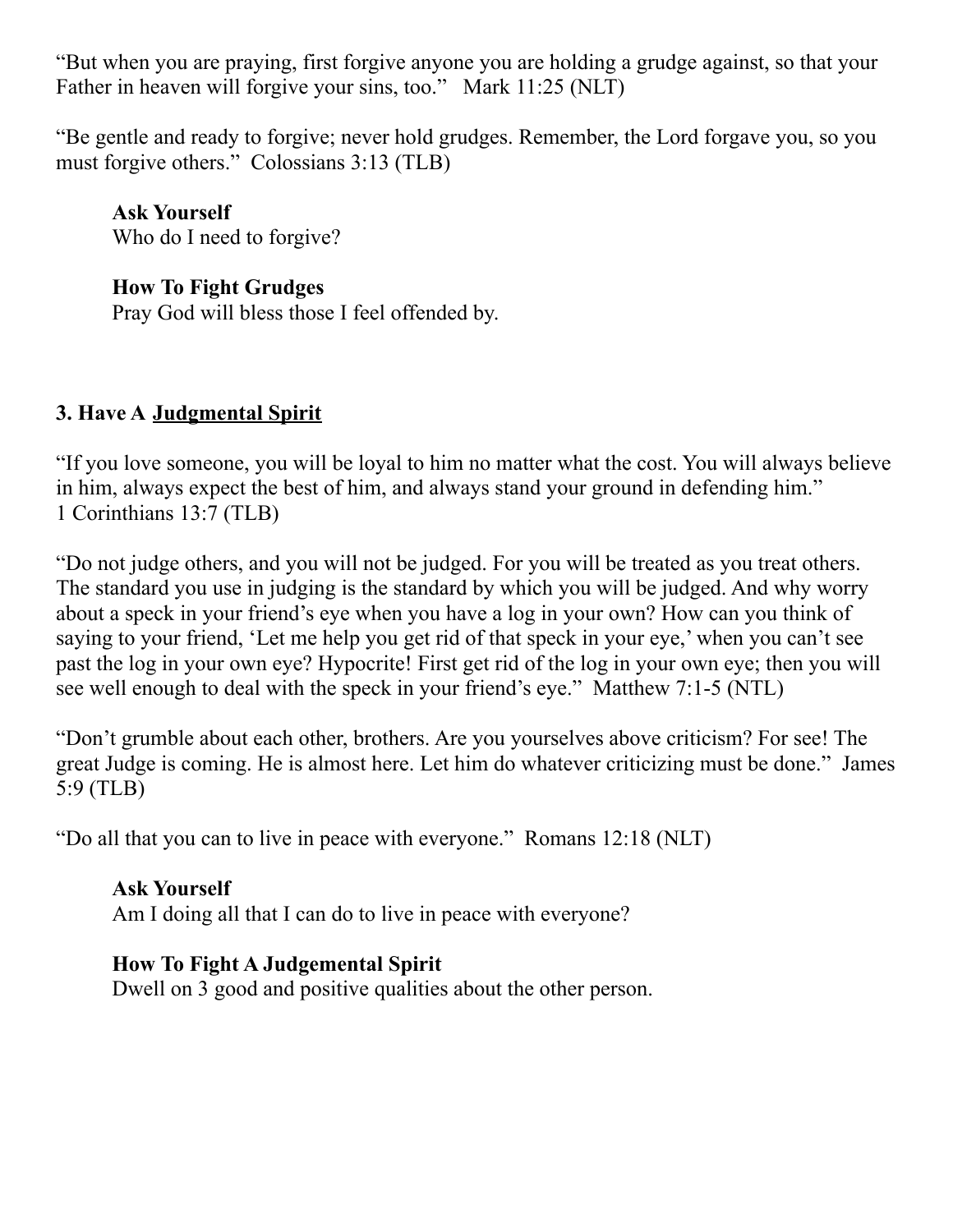"But when you are praying, first forgive anyone you are holding a grudge against, so that your Father in heaven will forgive your sins, too."   Mark 11:25 (NLT)

"Be gentle and ready to forgive; never hold grudges. Remember, the Lord forgave you, so you must forgive others."  Colossians 3:13 (TLB)

> **Ask Yourself**
> Who do I need to forgive?
>
> **How To Fight Grudges**
> Pray God will bless those I feel offended by.

### 3. Have A Judgmental Spirit

"If you love someone, you will be loyal to him no matter what the cost. You will always believe in him, always expect the best of him, and always stand your ground in defending him."
1 Corinthians 13:7 (TLB)

"Do not judge others, and you will not be judged. For you will be treated as you treat others. The standard you use in judging is the standard by which you will be judged. And why worry about a speck in your friend's eye when you have a log in your own? How can you think of saying to your friend, 'Let me help you get rid of that speck in your eye,' when you can't see past the log in your own eye? Hypocrite! First get rid of the log in your own eye; then you will see well enough to deal with the speck in your friend's eye."  Matthew 7:1-5 (NTL)

"Don't grumble about each other, brothers. Are you yourselves above criticism? For see! The great Judge is coming. He is almost here. Let him do whatever criticizing must be done."  James 5:9 (TLB)

"Do all that you can to live in peace with everyone."  Romans 12:18 (NLT)

> **Ask Yourself**
> Am I doing all that I can do to live in peace with everyone?
>
> **How To Fight A Judgemental Spirit**
> Dwell on 3 good and positive qualities about the other person.